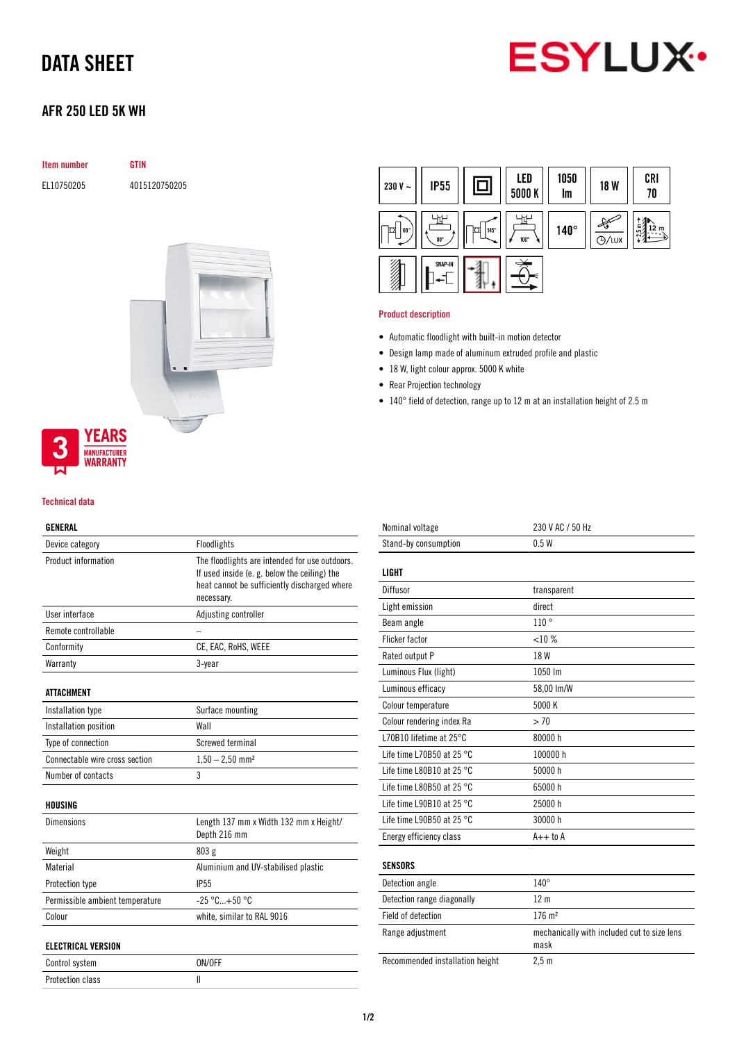# DATA SHEET

## AFR 250 LED 5K WH

| Item number | GTIN |
|---|---|
| EL10750205 | 4015120750205 |

230 V ~ | IP55 | LED 5000 K | 1050 lm | 18 W | CRI 70 | 140° | 12 m

3 YEARS MANUFACTURER WARRANTY

### Product description

- Automatic floodlight with built-in motion detector
- Design lamp made of aluminum extruded profile and plastic
- 18 W, light colour approx. 5000 K white
- Rear Projection technology
- 140° field of detection, range up to 12 m at an installation height of 2.5 m

### Technical data

| GENERAL | |
|---|---|
| Device category | Floodlights |
| Product information | The floodlights are intended for use outdoors. If used inside (e. g. below the ceiling) the heat cannot be sufficiently discharged where necessary. |
| User interface | Adjusting controller |
| Remote controllable | – |
| Conformity | CE, EAC, RoHS, WEEE |
| Warranty | 3-year |

| ATTACHMENT | |
|---|---|
| Installation type | Surface mounting |
| Installation position | Wall |
| Type of connection | Screwed terminal |
| Connectable wire cross section | 1,50 – 2,50 mm² |
| Number of contacts | 3 |

| HOUSING | |
|---|---|
| Dimensions | Length 137 mm x Width 132 mm x Height/ Depth 216 mm |
| Weight | 803 g |
| Material | Aluminium and UV-stabilised plastic |
| Protection type | IP55 |
| Permissible ambient temperature | -25 °C...+50 °C |
| Colour | white, similar to RAL 9016 |

| ELECTRICAL VERSION | |
|---|---|
| Control system | ON/OFF |
| Protection class | II |
| Nominal voltage | 230 V AC / 50 Hz |
| Stand-by consumption | 0.5 W |

| LIGHT | |
|---|---|
| Diffusor | transparent |
| Light emission | direct |
| Beam angle | 110 ° |
| Flicker factor | <10 % |
| Rated output P | 18 W |
| Luminous Flux (light) | 1050 lm |
| Luminous efficacy | 58,00 lm/W |
| Colour temperature | 5000 K |
| Colour rendering index Ra | > 70 |
| L70B10 lifetime at 25°C | 80000 h |
| Life time L70B50 at 25 °C | 100000 h |
| Life time L80B10 at 25 °C | 50000 h |
| Life time L80B50 at 25 °C | 65000 h |
| Life time L90B10 at 25 °C | 25000 h |
| Life time L90B50 at 25 °C | 30000 h |
| Energy efficiency class | A++ to A |

| SENSORS | |
|---|---|
| Detection angle | 140° |
| Detection range diagonally | 12 m |
| Field of detection | 176 m² |
| Range adjustment | mechanically with included cut to size lens mask |
| Recommended installation height | 2,5 m |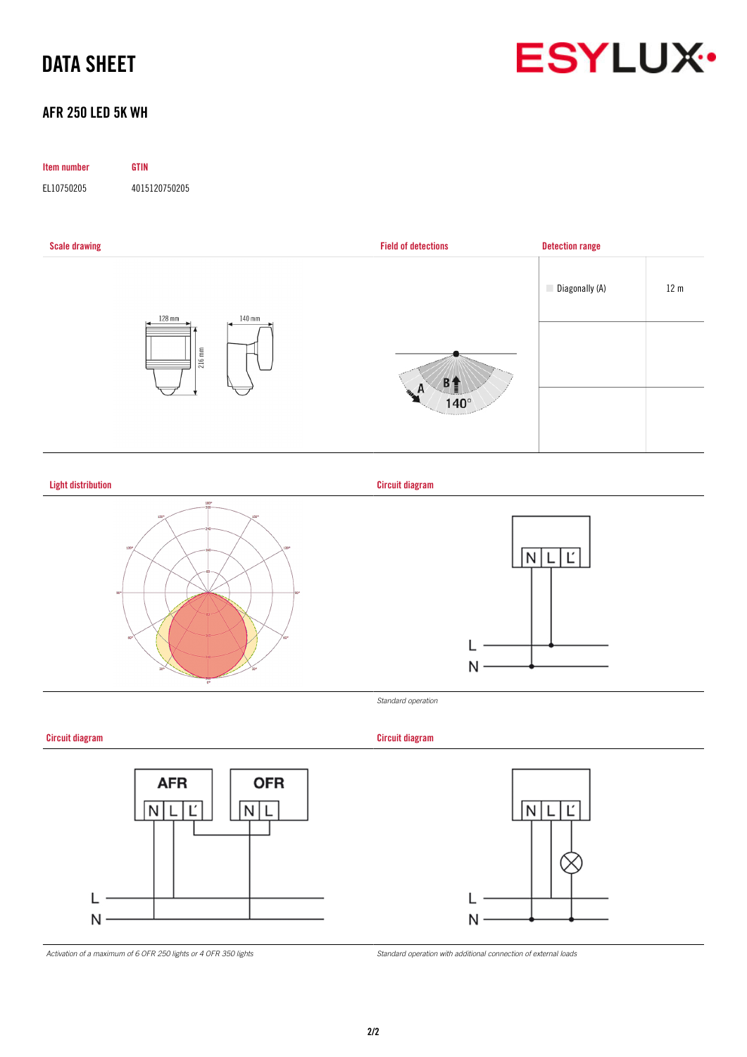# DATA SHEET

## AFR 250 LED 5K WH

| Item number | GTIN |
| --- | --- |
| EL10750205 | 4015120750205 |

### Scale drawing

128 mm

140 mm

216 mm

### Field of detections

A

B

140°

### Detection range

| | |
| --- | --- |
| Diagonally (A) | 12 m |

### Light distribution

### Circuit diagram

N L L'

L

N

*Standard operation*

### Circuit diagram

AFR

OFR

N L L'

N L

L

N

*Activation of a maximum of 6 OFR 250 lights or 4 OFR 350 lights*

### Circuit diagram

N L L'

L

N

*Standard operation with additional connection of external loads*